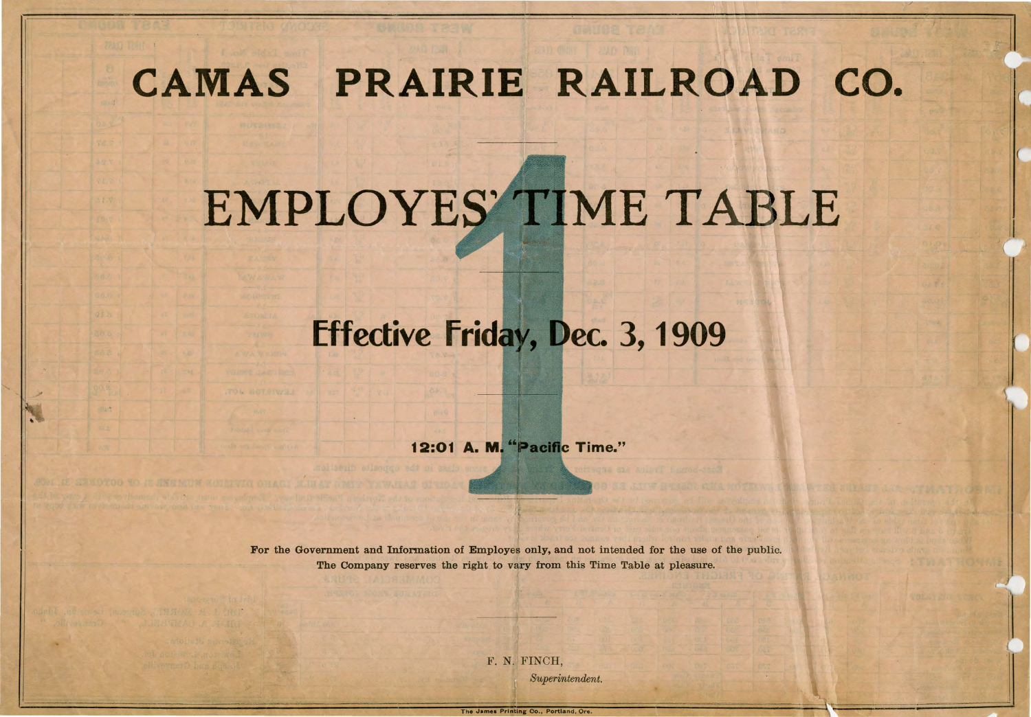# CAMAS PRAIRIE RAILROAD CO.

# EMPLOYES' TIME TABLE

# 1

## Effective Friday, Dec. 3, 1909

**12:01 A. M. "Pacific Time."**

**For the Government and Information of Employes only, and not intended for the use of the public. The Company reserves the right to vary from this Time Table at pleasure.**

F. N. FINCH,
*Superintendent.*

The James Printing Co., Portland, Ore.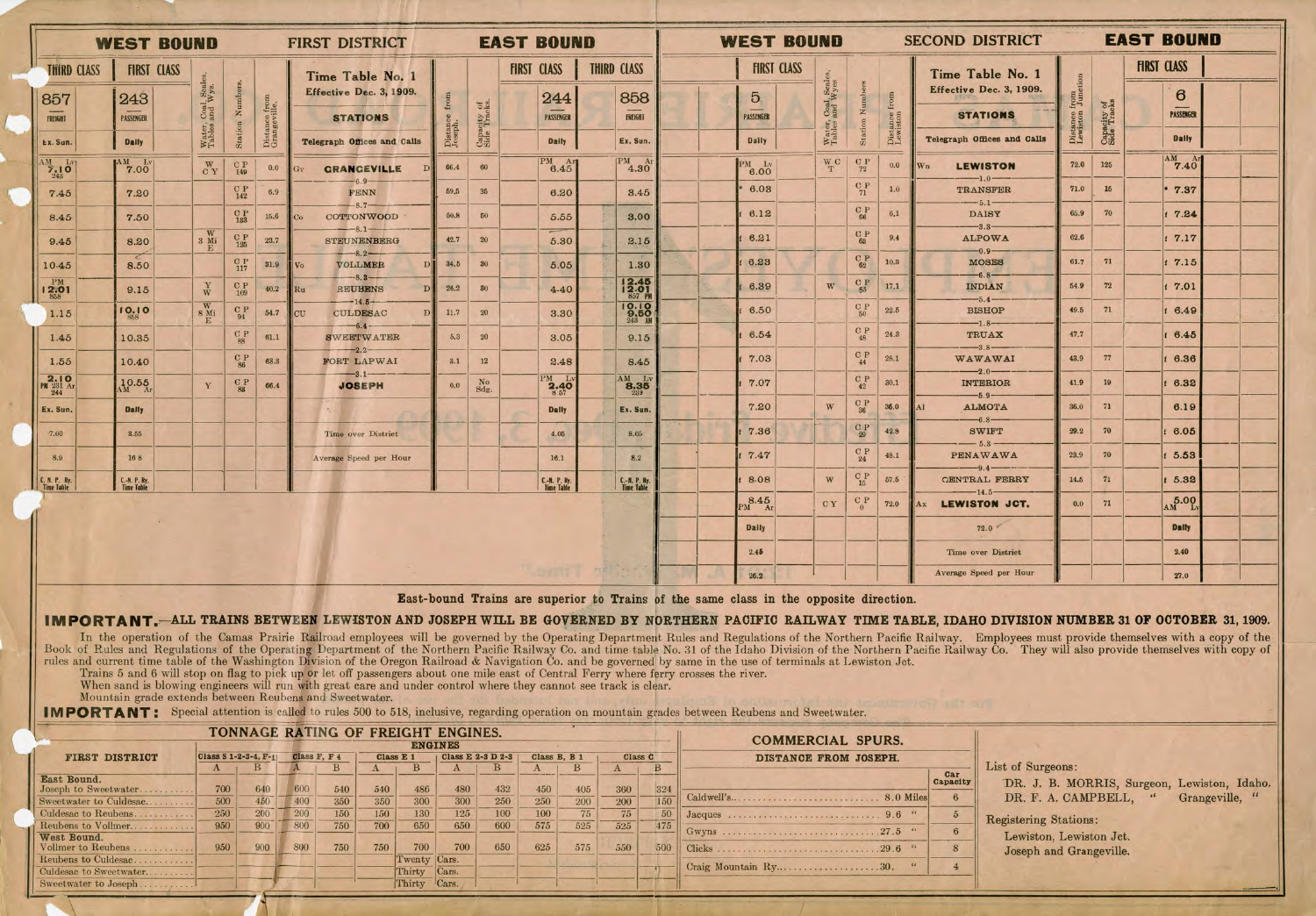## FIRST DISTRICT

Time Table No. 1
Effective Dec. 3, 1909.

| WEST BOUND THIRD CLASS 857 FREIGHT Ex. Sun. | WEST BOUND FIRST CLASS 243 PASSENGER Daily | Water, Coal, Scales, Tables and Wys. | Station Numbers | Distance from Grangeville | STATIONS Telegraph Offices and Calls | Distance from Joseph | Capacity of Side Tracks | EAST BOUND FIRST CLASS 244 PASSENGER Daily | EAST BOUND THIRD CLASS 858 FREIGHT Ex. Sun. |
|---|---|---|---|---|---|---|---|---|---|
| AM Lv 7.10 (243) | AM Lv 7.00 | W C Y | C P 149 | 0.0 | Gv GRANGEVILLE D | 66.4 | 60 | PM Ar 6.45 | PM Ar 4.30 |
| 7.45 | 7.20 | | C P 142 | 6.9 | FENN (6.9) | 59.5 | 35 | 6.20 | 3.45 |
| 8.45 | 7.50 | | C P 133 | 15.6 | Co COTTONWOOD (8.7) | 50.8 | 50 | 5.55 | 3.00 |
| 9.45 | 8.20 | W 3 Mi E | C P 125 | 23.7 | STEUNENBERG (8.1) | 42.7 | 20 | 5.30 | 2.15 |
| 10.45 | 8.50 | | C P 117 | 31.9 | Vo VOLLMER D (8.2) | 34.5 | 30 | 5.05 | 1.30 |
| PM 12.01 (858) | 9.15 | Y W | C P 109 | 40.2 | Ru REUBENS D (8.3) | 26.2 | 30 | 4.40 | 12.45 / 12.01 (857 PM) |
| 1.15 | 10.10 (858) | W 8 Mi E | C P 94 | 54.7 | CU CULDESAC D (14.5) | 11.7 | 20 | 3.30 | 10.10 / 9.50 (243 AM) |
| 1.45 | 10.35 | | C P 88 | 61.1 | SWEETWATER (6.4) | 5.3 | 20 | 3.05 | 9.15 |
| 1.55 | 10.40 | | C P 86 | 63.3 | FORT LAPWAI (2.2) | 3.1 | 12 | 2.48 | 8.45 |
| PM 2.10 Ar (231/244) | 10.55 AM Ar | Y | C P 83 | 66.4 | JOSEPH (3.1) | 0.0 | No Sdg. | PM Lv 2.40 (857) | AM Lv 8.35 (239) |
| Ex. Sun. | Daily | | | | | | | Daily | Ex. Sun. |
| 7.00 | 3.55 | | | | Time over District | | | 4.05 | 8.05 |
| 8.9 | 16.8 | | | | Average Speed per Hour | | | 16.1 | 8.2 |
| C.-N. P. Ry. Time Table | C.-N. P. Ry. Time Table | | | | | | | C.-N. P. Ry. Time Table | C.-N. P. Ry. Time Table |

## SECOND DISTRICT

Time Table No. 1
Effective Dec. 3, 1909.

| WEST BOUND FIRST CLASS 5 PASSENGER Daily | Water, Coal, Scales, Tables and Wyes | Station Numbers | Distance from Lewiston | STATIONS Telegraph Offices and Calls | Distance from Lewiston Junction | Capacity of Side Tracks | EAST BOUND FIRST CLASS 6 PASSENGER Daily |
|---|---|---|---|---|---|---|---|
| PM Lv 6.00 | W C T | C P 72 | 0.0 | Wn LEWISTON | 72.0 | 125 | AM Ar 7.40 |
| * 6.03 | | C P 71 | 1.0 | TRANSFER (1.0) | 71.0 | 15 | * 7.37 |
| f 6.12 | | C P 66 | 6.1 | DAISY (5.1) | 65.9 | 70 | f 7.24 |
| f 6.21 | | C P 63 | 9.4 | ALPOWA (3.3) | 62.6 | | f 7.17 |
| f 6.23 | | C P 62 | 10.3 | MOSES (0.9) | 61.7 | 71 | f 7.15 |
| f 6.39 | W | C P 55 | 17.1 | INDIAN (6.8) | 54.9 | 72 | f 7.01 |
| f 6.50 | | C P 50 | 22.5 | BISHOP (5.4) | 49.5 | 71 | f 6.49 |
| f 6.54 | | C P 48 | 24.3 | TRUAX (1.8) | 47.7 | | f 6.45 |
| f 7.03 | | C P 44 | 28.1 | WAWAWAI (3.8) | 43.9 | 77 | f 6.36 |
| f 7.07 | | C P 42 | 30.1 | INTERIOR (2.0) | 41.9 | 19 | f 6.32 |
| 7.20 | W | C P 36 | 36.0 | Al ALMOTA (5.9) | 36.0 | 71 | 6.19 |
| f 7.36 | | C P 29 | 42.8 | SWIFT (6.8) | 29.2 | 70 | f 6.05 |
| f 7.47 | | C P 24 | 48.1 | PENAWAWA (5.3) | 23.9 | 70 | f 5.53 |
| f 8.08 | W | C P 15 | 57.5 | CENTRAL FERRY (9.4) | 14.5 | 71 | f 5.32 |
| PM 8.45 Ar | C Y | C P 0 | 72.0 | Ax LEWISTON JCT. (14.5) | 0.0 | 71 | AM 5.00 Lv |
| Daily | | | | 72.0 | | | Daily |
| 2.45 | | | | Time over District | | | 2.40 |
| 26.2 | | | | Average Speed per Hour | | | 27.0 |

East-bound Trains are superior to Trains of the same class in the opposite direction.

**IMPORTANT.**—ALL TRAINS BETWEEN LEWISTON AND JOSEPH WILL BE GOVERNED BY NORTHERN PACIFIC RAILWAY TIME TABLE, IDAHO DIVISION NUMBER 31 OF OCTOBER 31, 1909.

In the operation of the Camas Prairie Railroad employees will be governed by the Operating Department Rules and Regulations of the Northern Pacific Railway. Employees must provide themselves with a copy of the Book of Rules and Regulations of the Operating Department of the Northern Pacific Railway Co. and time table No. 31 of the Idaho Division of the Northern Pacific Railway Co. They will also provide themselves with copy of rules and current time table of the Washington Division of the Oregon Railroad & Navigation Co. and be governed by same in the use of terminals at Lewiston Jct.

Trains 5 and 6 will stop on flag to pick up or let off passengers about one mile east of Central Ferry where ferry crosses the river.

When sand is blowing engineers will run with great care and under control where they cannot see track is clear.

Mountain grade extends between Reubens and Sweetwater.

**IMPORTANT:** Special attention is called to rules 500 to 518, inclusive, regarding operation on mountain grades between Reubens and Sweetwater.

## TONNAGE RATING OF FREIGHT ENGINES.

| FIRST DISTRICT | Class S 1-2-3-4, F-1 A | Class S 1-2-3-4, F-1 B | Class F, F 4 A | Class F, F 4 B | Class E 1 A | Class E 1 B | Class E 2-3 D 2-3 A | Class E 2-3 D 2-3 B | Class B, B 1 A | Class B, B 1 B | Class C A | Class C B |
|---|---|---|---|---|---|---|---|---|---|---|---|---|
| **East Bound.** | | | | | | | | | | | | |
| Joseph to Sweetwater | 700 | 640 | 600 | 540 | 540 | 486 | 480 | 432 | 450 | 405 | 360 | 324 |
| Sweetwater to Culdesac | 500 | 450 | 400 | 350 | 350 | 300 | 300 | 250 | 250 | 200 | 200 | 150 |
| Culdesac to Reubens | 250 | 200 | 200 | 150 | 150 | 130 | 125 | 100 | 100 | 75 | 75 | 50 |
| Reubens to Vollmer | 950 | 900 | 800 | 750 | 700 | 650 | 650 | 600 | 575 | 525 | 525 | 475 |
| **West Bound.** | | | | | | | | | | | | |
| Vollmer to Reubens | 950 | 900 | 800 | 750 | 750 | 700 | 700 | 650 | 625 | 575 | 550 | 500 |
| Reubens to Culdesac | | | | | | Twenty | Cars. | | | | | |
| Culdesac to Sweetwater | | | | | | Thirty | Cars. | | | | | |
| Sweetwater to Joseph | | | | | | Thirty | Cars. | | | | | |

## COMMERCIAL SPURS.

| DISTANCE FROM JOSEPH. | | Car Capacity |
|---|---|---|
| Caldwell's | 8.0 Miles | 6 |
| Jacques | 9.6 " | 5 |
| Gwyns | 27.5 " | 6 |
| Clicks | 29.6 " | 8 |
| Craig Mountain Ry. | 30. " | 4 |

List of Surgeons:

DR. J. B. MORRIS, Surgeon, Lewiston, Idaho.
DR. F. A. CAMPBELL, " Grangeville, "

Registering Stations:

Lewiston, Lewiston Jct.
Joseph and Grangeville.